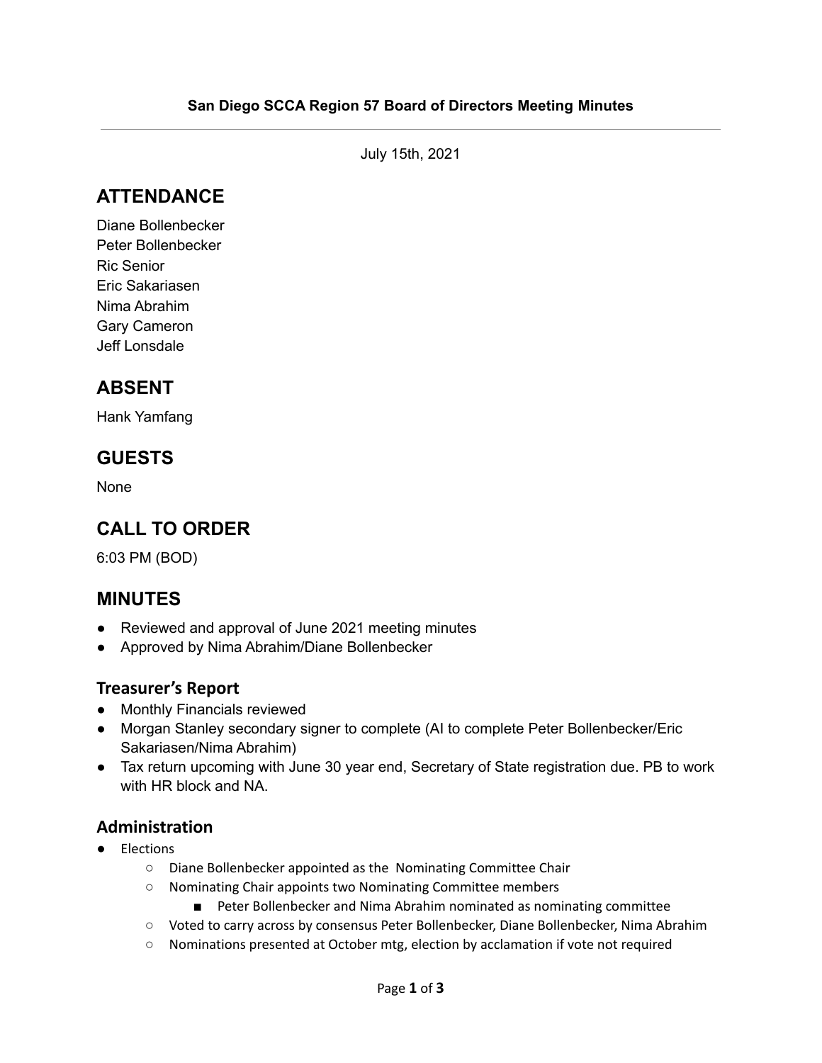**San Diego SCCA Region 57 Board of Directors Meeting Minutes**

---

July 15th, 2021

## ATTENDANCE

Diane Bollenbecker
Peter Bollenbecker
Ric Senior
Eric Sakariasen
Nima Abrahim
Gary Cameron
Jeff Lonsdale

## ABSENT

Hank Yamfang

## GUESTS

None

## CALL TO ORDER

6:03 PM (BOD)

## MINUTES

- Reviewed and approval of June 2021 meeting minutes
- Approved by Nima Abrahim/Diane Bollenbecker

### Treasurer's Report

- Monthly Financials reviewed
- Morgan Stanley secondary signer to complete (AI to complete Peter Bollenbecker/Eric Sakariasen/Nima Abrahim)
- Tax return upcoming with June 30 year end, Secretary of State registration due. PB to work with HR block and NA.

### Administration

- Elections
  - Diane Bollenbecker appointed as the Nominating Committee Chair
  - Nominating Chair appoints two Nominating Committee members
    - Peter Bollenbecker and Nima Abrahim nominated as nominating committee
  - Voted to carry across by consensus Peter Bollenbecker, Diane Bollenbecker, Nima Abrahim
  - Nominations presented at October mtg, election by acclamation if vote not required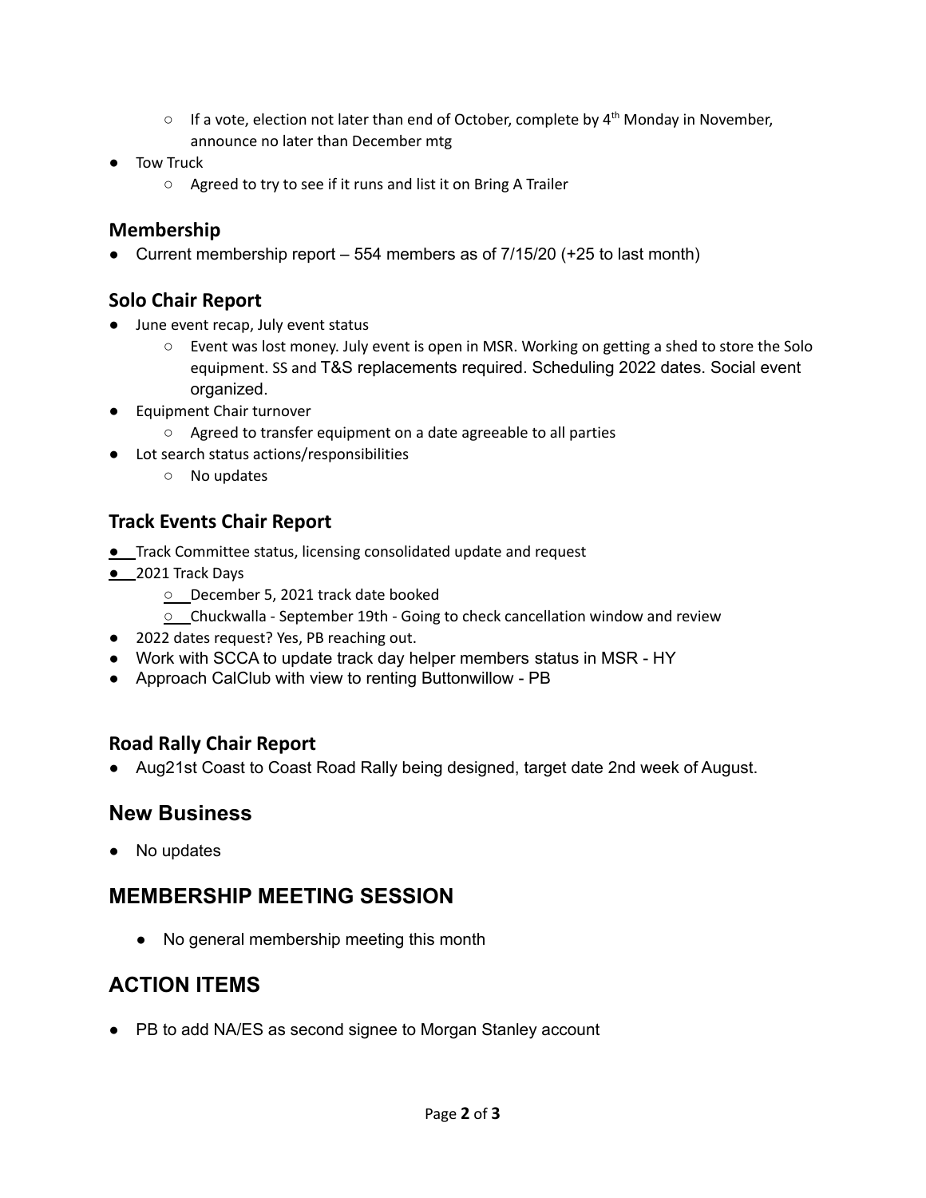- If a vote, election not later than end of October, complete by 4th Monday in November, announce no later than December mtg
- Tow Truck
  - Agreed to try to see if it runs and list it on Bring A Trailer

### Membership

- Current membership report – 554 members as of 7/15/20 (+25 to last month)

### Solo Chair Report

- June event recap, July event status
  - Event was lost money. July event is open in MSR. Working on getting a shed to store the Solo equipment. SS and T&S replacements required. Scheduling 2022 dates. Social event organized.
- Equipment Chair turnover
  - Agreed to transfer equipment on a date agreeable to all parties
- Lot search status actions/responsibilities
  - No updates

### Track Events Chair Report

- Track Committee status, licensing consolidated update and request
- 2021 Track Days
  - December 5, 2021 track date booked
  - Chuckwalla - September 19th - Going to check cancellation window and review
- 2022 dates request? Yes, PB reaching out.
- Work with SCCA to update track day helper members status in MSR - HY
- Approach CalClub with view to renting Buttonwillow - PB

### Road Rally Chair Report

- Aug21st Coast to Coast Road Rally being designed, target date 2nd week of August.

## New Business

- No updates

## MEMBERSHIP MEETING SESSION

- No general membership meeting this month

## ACTION ITEMS

- PB to add NA/ES as second signee to Morgan Stanley account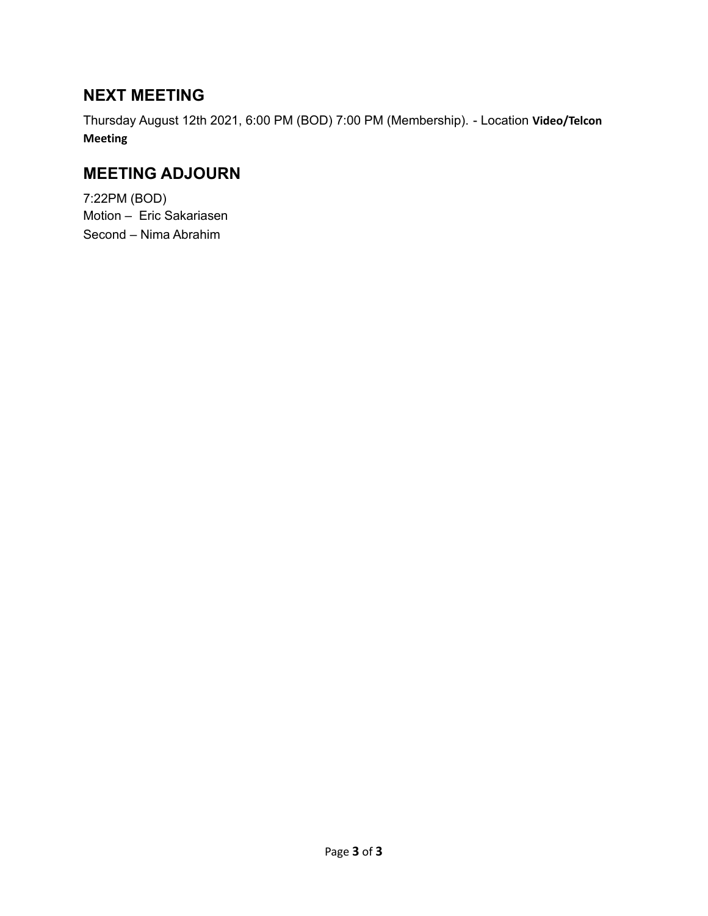## NEXT MEETING

Thursday August 12th 2021, 6:00 PM (BOD) 7:00 PM (Membership). - Location **Video/Telcon Meeting**

## MEETING ADJOURN

7:22PM (BOD)
Motion – Eric Sakariasen
Second – Nima Abrahim